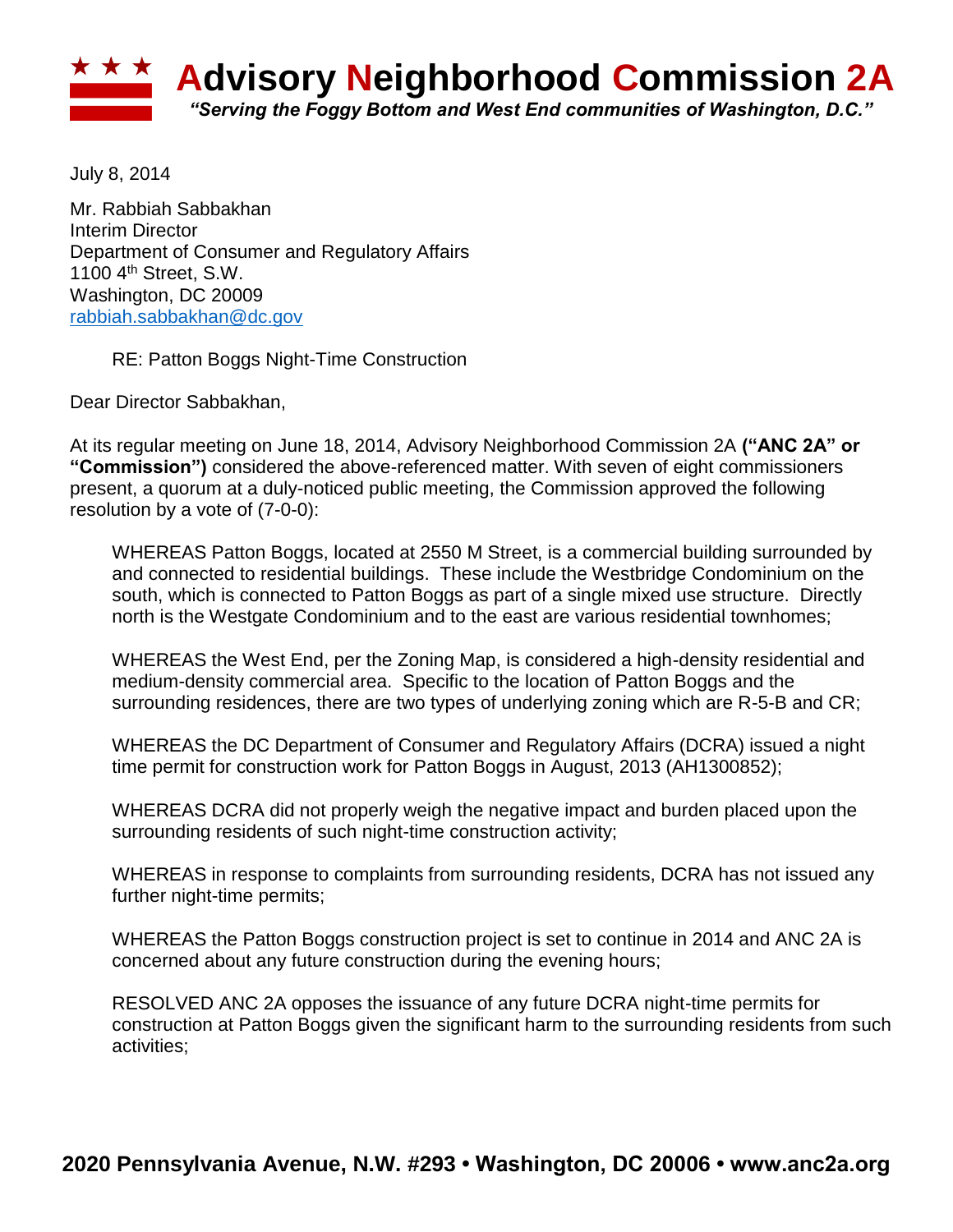# Advisory Neighborhood Commission 2A

*"Serving the Foggy Bottom and West End communities of Washington, D.C."*

July 8, 2014

Mr. Rabbiah Sabbakhan
Interim Director
Department of Consumer and Regulatory Affairs
1100 4th Street, S.W.
Washington, DC 20009
rabbiah.sabbakhan@dc.gov

RE: Patton Boggs Night-Time Construction

Dear Director Sabbakhan,

At its regular meeting on June 18, 2014, Advisory Neighborhood Commission 2A **("ANC 2A" or "Commission")** considered the above-referenced matter. With seven of eight commissioners present, a quorum at a duly-noticed public meeting, the Commission approved the following resolution by a vote of (7-0-0):

WHEREAS Patton Boggs, located at 2550 M Street, is a commercial building surrounded by and connected to residential buildings. These include the Westbridge Condominium on the south, which is connected to Patton Boggs as part of a single mixed use structure. Directly north is the Westgate Condominium and to the east are various residential townhomes;

WHEREAS the West End, per the Zoning Map, is considered a high-density residential and medium-density commercial area. Specific to the location of Patton Boggs and the surrounding residences, there are two types of underlying zoning which are R-5-B and CR;

WHEREAS the DC Department of Consumer and Regulatory Affairs (DCRA) issued a night time permit for construction work for Patton Boggs in August, 2013 (AH1300852);

WHEREAS DCRA did not properly weigh the negative impact and burden placed upon the surrounding residents of such night-time construction activity;

WHEREAS in response to complaints from surrounding residents, DCRA has not issued any further night-time permits;

WHEREAS the Patton Boggs construction project is set to continue in 2014 and ANC 2A is concerned about any future construction during the evening hours;

RESOLVED ANC 2A opposes the issuance of any future DCRA night-time permits for construction at Patton Boggs given the significant harm to the surrounding residents from such activities;

**2020 Pennsylvania Avenue, N.W. #293 • Washington, DC 20006 • www.anc2a.org**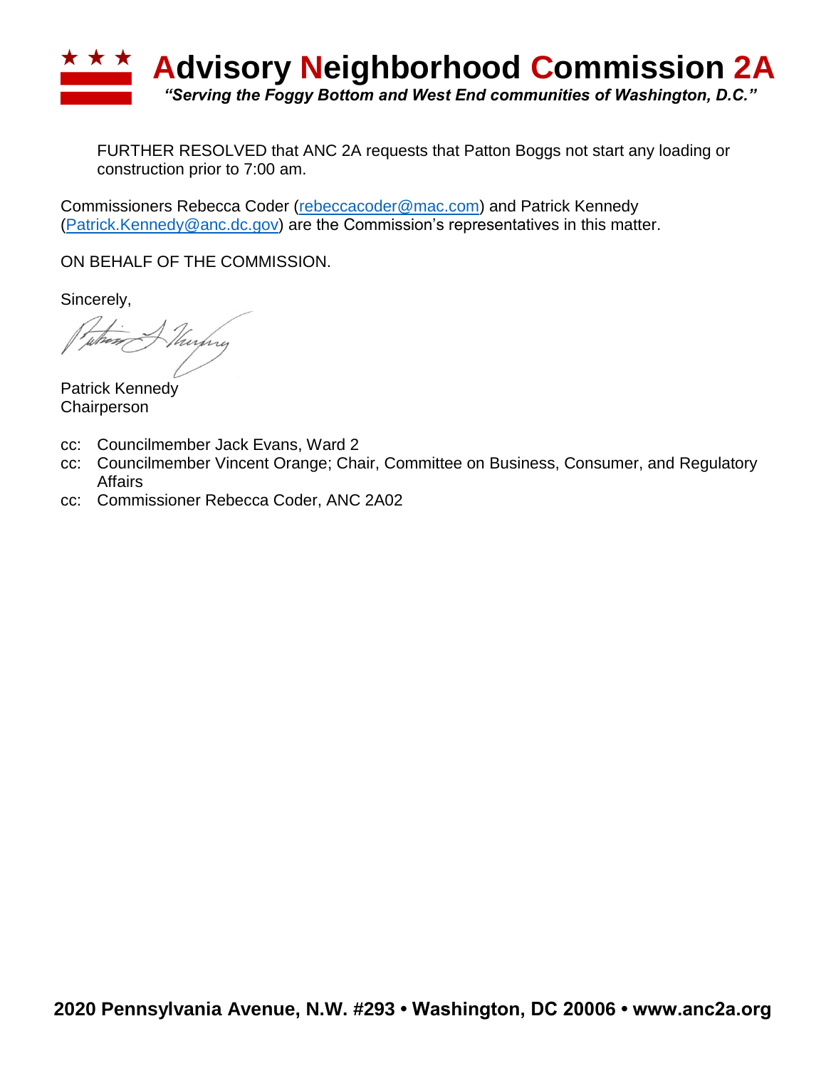FURTHER RESOLVED that ANC 2A requests that Patton Boggs not start any loading or construction prior to 7:00 am.

Commissioners Rebecca Coder (rebeccacoder@mac.com) and Patrick Kennedy (Patrick.Kennedy@anc.dc.gov) are the Commission's representatives in this matter.

ON BEHALF OF THE COMMISSION.

Sincerely,

Patrick Kennedy
Chairperson

cc: Councilmember Jack Evans, Ward 2
cc: Councilmember Vincent Orange; Chair, Committee on Business, Consumer, and Regulatory Affairs
cc: Commissioner Rebecca Coder, ANC 2A02